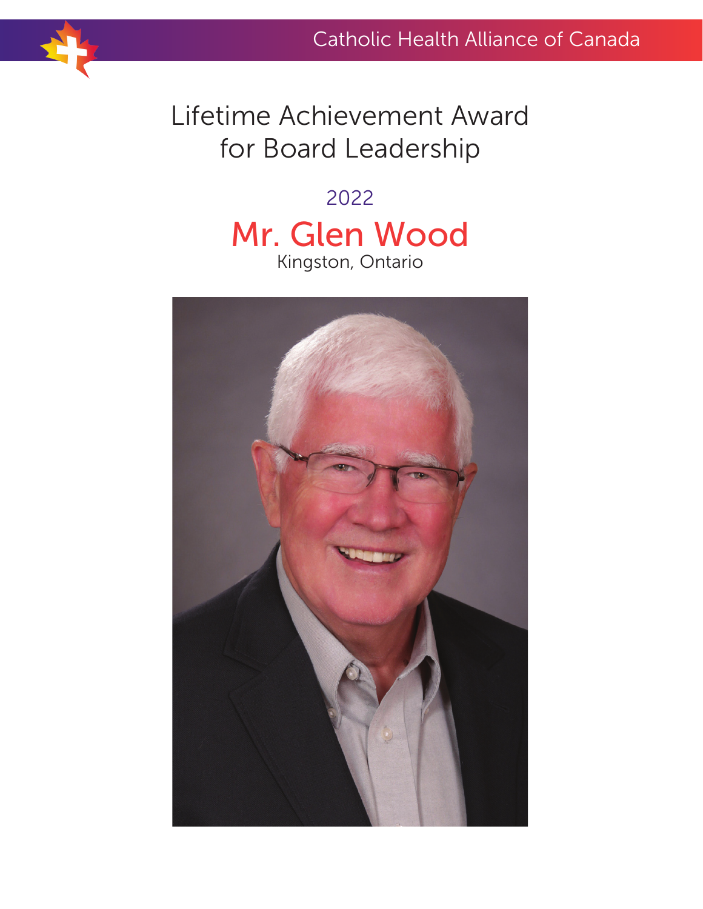Catholic Health Alliance of Canada

# Lifetime Achievement Award for Board Leadership

2022

## Mr. Glen Wood

Kingston, Ontario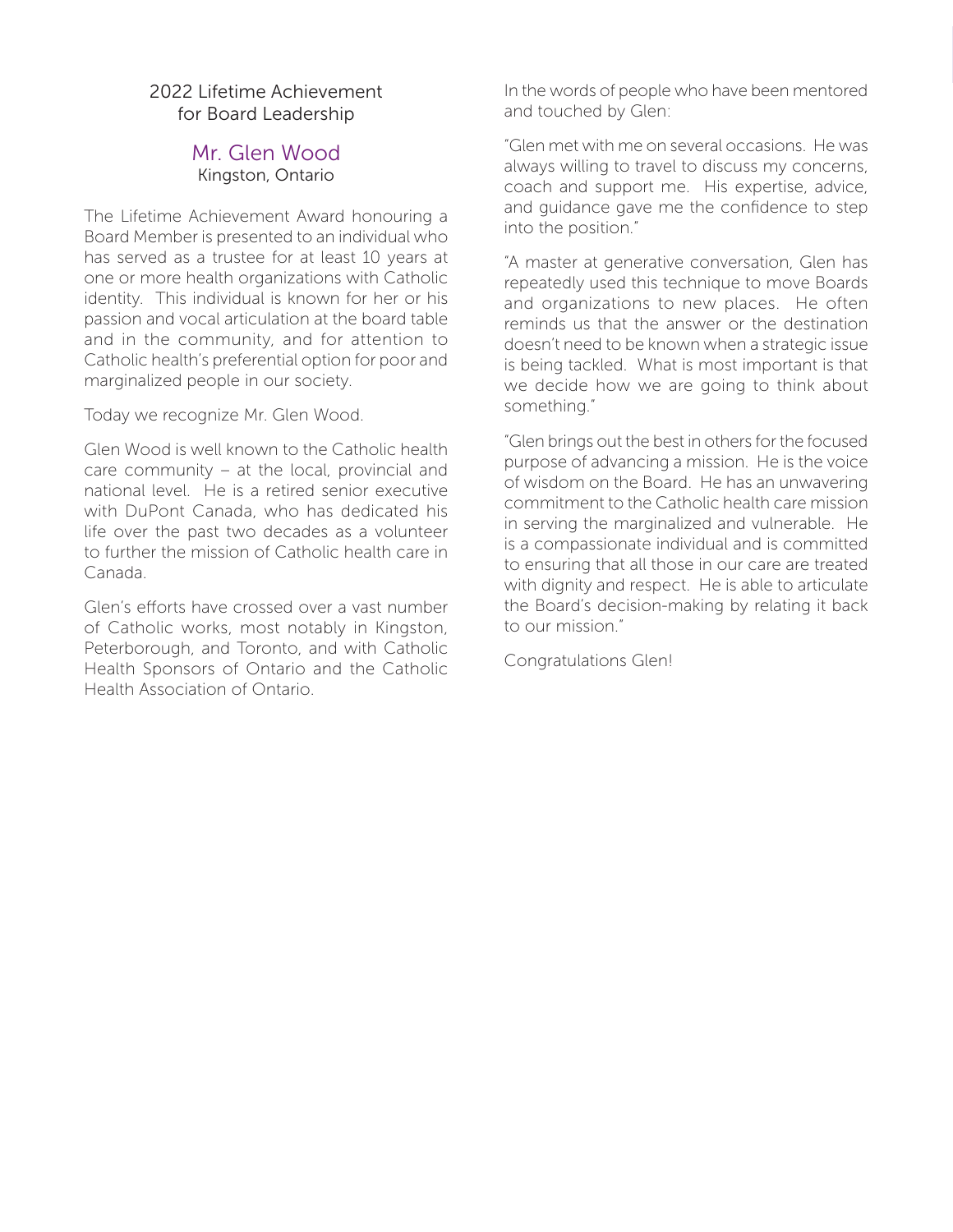## 2022 Lifetime Achievement for Board Leadership

### Mr. Glen Wood

Kingston, Ontario

The Lifetime Achievement Award honouring a Board Member is presented to an individual who has served as a trustee for at least 10 years at one or more health organizations with Catholic identity. This individual is known for her or his passion and vocal articulation at the board table and in the community, and for attention to Catholic health's preferential option for poor and marginalized people in our society.

Today we recognize Mr. Glen Wood.

Glen Wood is well known to the Catholic health care community – at the local, provincial and national level. He is a retired senior executive with DuPont Canada, who has dedicated his life over the past two decades as a volunteer to further the mission of Catholic health care in Canada.

Glen's efforts have crossed over a vast number of Catholic works, most notably in Kingston, Peterborough, and Toronto, and with Catholic Health Sponsors of Ontario and the Catholic Health Association of Ontario.

In the words of people who have been mentored and touched by Glen:

"Glen met with me on several occasions. He was always willing to travel to discuss my concerns, coach and support me. His expertise, advice, and guidance gave me the confidence to step into the position."

"A master at generative conversation, Glen has repeatedly used this technique to move Boards and organizations to new places. He often reminds us that the answer or the destination doesn't need to be known when a strategic issue is being tackled. What is most important is that we decide how we are going to think about something."

"Glen brings out the best in others for the focused purpose of advancing a mission. He is the voice of wisdom on the Board. He has an unwavering commitment to the Catholic health care mission in serving the marginalized and vulnerable. He is a compassionate individual and is committed to ensuring that all those in our care are treated with dignity and respect. He is able to articulate the Board's decision-making by relating it back to our mission."

Congratulations Glen!